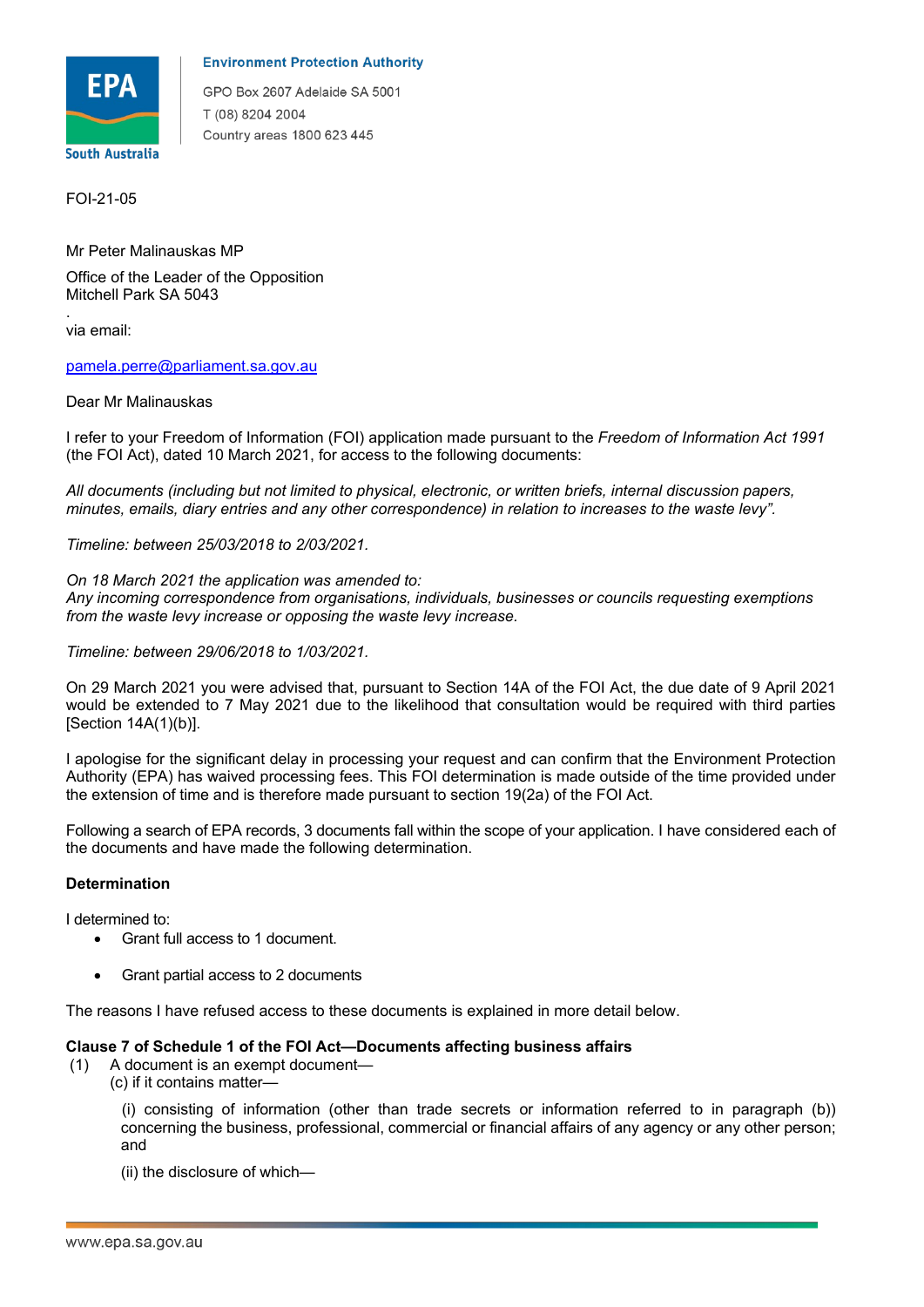**Environment Protection Authority**

GPO Box 2607 Adelaide SA 5001
T (08) 8204 2004
Country areas 1800 623 445

FOI-21-05

Mr Peter Malinauskas MP

Office of the Leader of the Opposition
Mitchell Park SA 5043

via email:

pamela.perre@parliament.sa.gov.au

Dear Mr Malinauskas

I refer to your Freedom of Information (FOI) application made pursuant to the *Freedom of Information Act 1991* (the FOI Act), dated 10 March 2021, for access to the following documents:

*All documents (including but not limited to physical, electronic, or written briefs, internal discussion papers, minutes, emails, diary entries and any other correspondence) in relation to increases to the waste levy".*

*Timeline: between 25/03/2018 to 2/03/2021.*

*On 18 March 2021 the application was amended to:*
*Any incoming correspondence from organisations, individuals, businesses or councils requesting exemptions from the waste levy increase or opposing the waste levy increase.*

*Timeline: between 29/06/2018 to 1/03/2021.*

On 29 March 2021 you were advised that, pursuant to Section 14A of the FOI Act, the due date of 9 April 2021 would be extended to 7 May 2021 due to the likelihood that consultation would be required with third parties [Section 14A(1)(b)].

I apologise for the significant delay in processing your request and can confirm that the Environment Protection Authority (EPA) has waived processing fees. This FOI determination is made outside of the time provided under the extension of time and is therefore made pursuant to section 19(2a) of the FOI Act.

Following a search of EPA records, 3 documents fall within the scope of your application. I have considered each of the documents and have made the following determination.

**Determination**

I determined to:

- Grant full access to 1 document.
- Grant partial access to 2 documents

The reasons I have refused access to these documents is explained in more detail below.

**Clause 7 of Schedule 1 of the FOI Act—Documents affecting business affairs**

(1) A document is an exempt document—

(c) if it contains matter—

(i) consisting of information (other than trade secrets or information referred to in paragraph (b)) concerning the business, professional, commercial or financial affairs of any agency or any other person; and

(ii) the disclosure of which—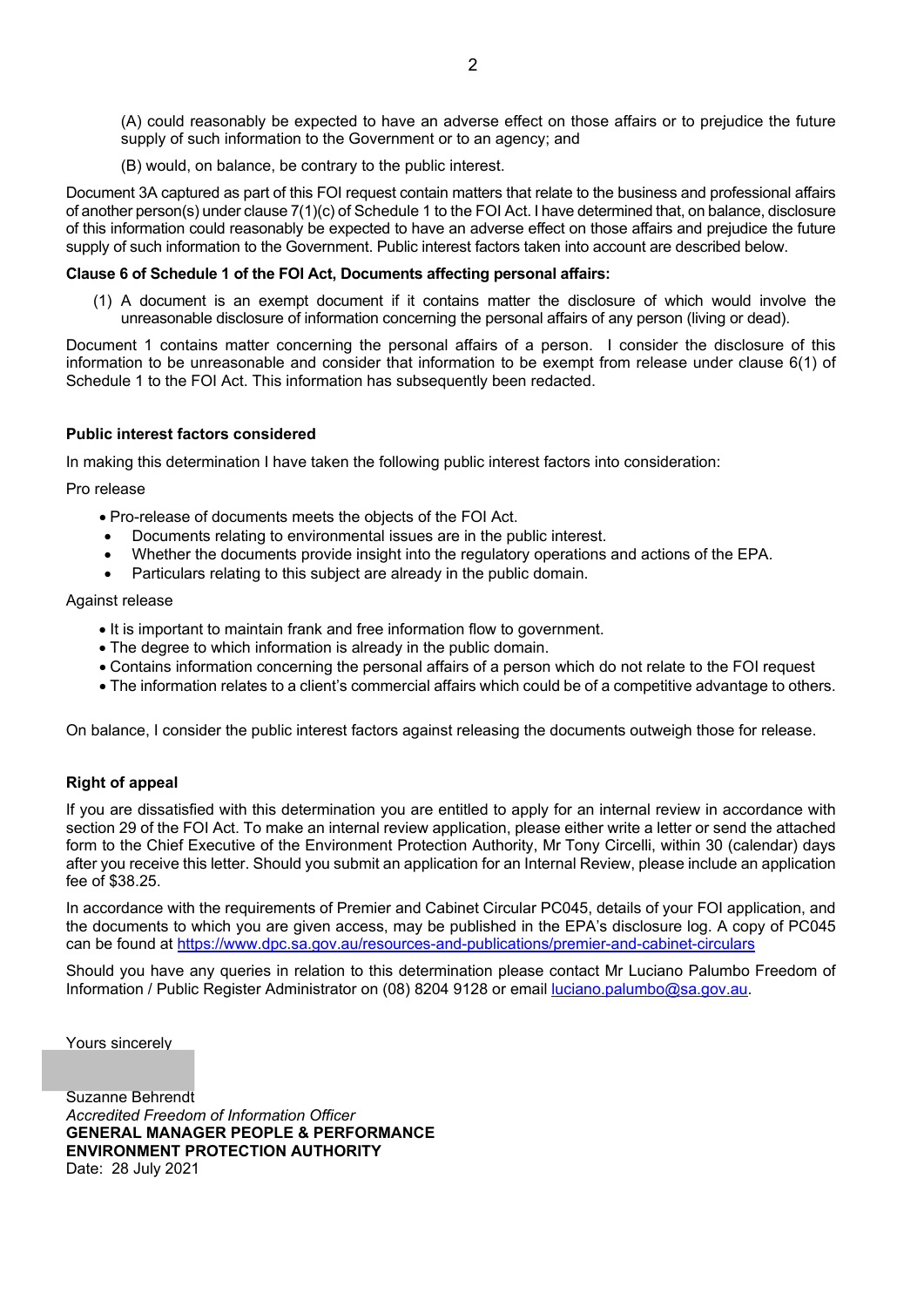(A) could reasonably be expected to have an adverse effect on those affairs or to prejudice the future supply of such information to the Government or to an agency; and

(B) would, on balance, be contrary to the public interest.

Document 3A captured as part of this FOI request contain matters that relate to the business and professional affairs of another person(s) under clause 7(1)(c) of Schedule 1 to the FOI Act. I have determined that, on balance, disclosure of this information could reasonably be expected to have an adverse effect on those affairs and prejudice the future supply of such information to the Government. Public interest factors taken into account are described below.

**Clause 6 of Schedule 1 of the FOI Act, Documents affecting personal affairs:**

(1) A document is an exempt document if it contains matter the disclosure of which would involve the unreasonable disclosure of information concerning the personal affairs of any person (living or dead).

Document 1 contains matter concerning the personal affairs of a person. I consider the disclosure of this information to be unreasonable and consider that information to be exempt from release under clause 6(1) of Schedule 1 to the FOI Act. This information has subsequently been redacted.

**Public interest factors considered**

In making this determination I have taken the following public interest factors into consideration:

Pro release

- Pro-release of documents meets the objects of the FOI Act.
- Documents relating to environmental issues are in the public interest.
- Whether the documents provide insight into the regulatory operations and actions of the EPA.
- Particulars relating to this subject are already in the public domain.

Against release

- It is important to maintain frank and free information flow to government.
- The degree to which information is already in the public domain.
- Contains information concerning the personal affairs of a person which do not relate to the FOI request
- The information relates to a client's commercial affairs which could be of a competitive advantage to others.

On balance, I consider the public interest factors against releasing the documents outweigh those for release.

**Right of appeal**

If you are dissatisfied with this determination you are entitled to apply for an internal review in accordance with section 29 of the FOI Act. To make an internal review application, please either write a letter or send the attached form to the Chief Executive of the Environment Protection Authority, Mr Tony Circelli, within 30 (calendar) days after you receive this letter. Should you submit an application for an Internal Review, please include an application fee of $38.25.

In accordance with the requirements of Premier and Cabinet Circular PC045, details of your FOI application, and the documents to which you are given access, may be published in the EPA's disclosure log. A copy of PC045 can be found at https://www.dpc.sa.gov.au/resources-and-publications/premier-and-cabinet-circulars

Should you have any queries in relation to this determination please contact Mr Luciano Palumbo Freedom of Information / Public Register Administrator on (08) 8204 9128 or email luciano.palumbo@sa.gov.au.

Yours sincerely

Suzanne Behrendt
*Accredited Freedom of Information Officer*
**GENERAL MANAGER PEOPLE & PERFORMANCE**
**ENVIRONMENT PROTECTION AUTHORITY**
Date: 28 July 2021